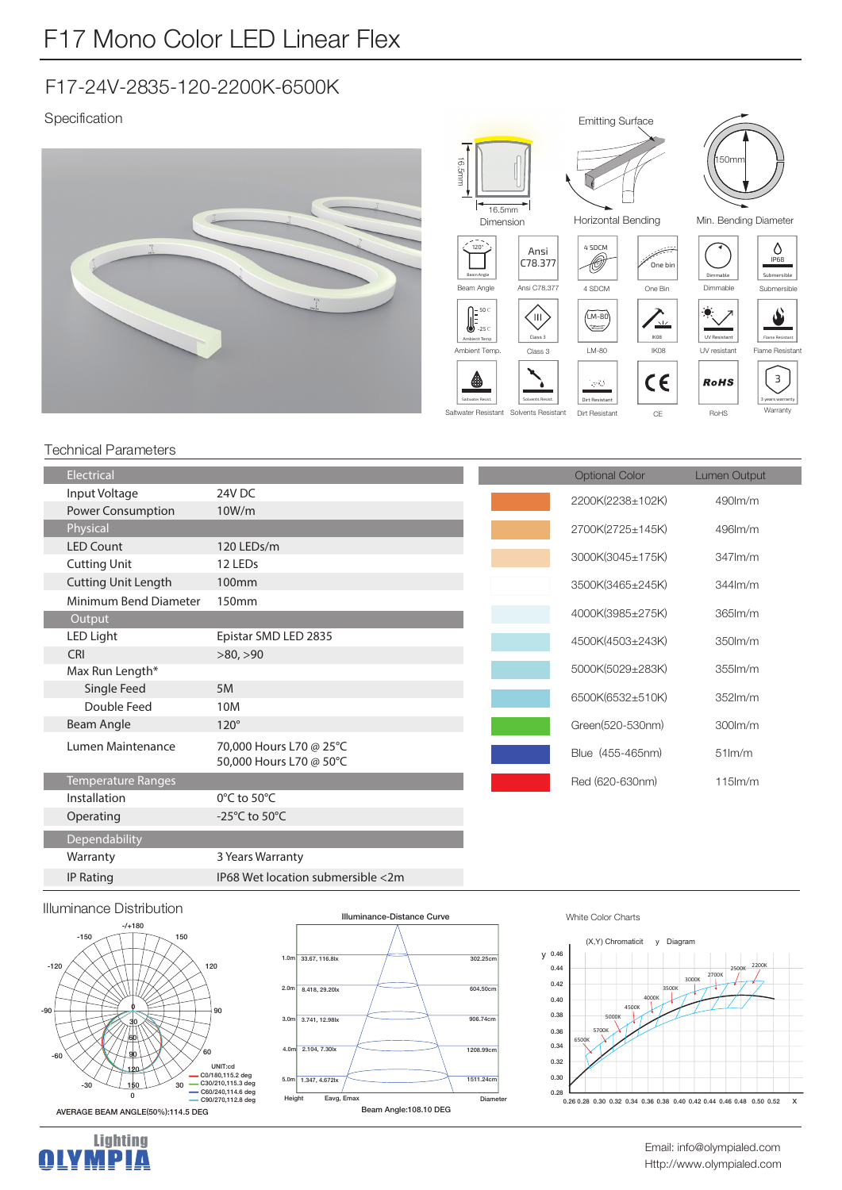# F17 Mono Color LED Linear Flex

## F17-24V-2835-120-2200K-6500K

### Specification

16.5mm 16.5mm Dimension

Emitting Surface

Horizontal Bending

150mm Min. Bending Diameter

Beam Angle | Ansi C78.377 | 4 SDCM | One Bin | Dimmable | Submersible

Ambient Temp. | Class 3 | LM-80 | IK08 | UV resistant | Flame Resistant

Saltwater Resistant | Solvents Resistant | Dirt Resistant | CE | RoHS | Warranty

### Technical Parameters

| Electrical | |
|---|---|
| Input Voltage | 24V DC |
| Power Consumption | 10W/m |
| **Physical** | |
| LED Count | 120 LEDs/m |
| Cutting Unit | 12 LEDs |
| Cutting Unit Length | 100mm |
| Minimum Bend Diameter | 150mm |
| **Output** | |
| LED Light | Epistar SMD LED 2835 |
| CRI | >80, >90 |
| Max Run Length* | |
| Single Feed | 5M |
| Double Feed | 10M |
| Beam Angle | 120° |
| Lumen Maintenance | 70,000 Hours L70 @ 25°C<br>50,000 Hours L70 @ 50°C |
| **Temperature Ranges** | |
| Installation | 0°C to 50°C |
| Operating | -25°C to 50°C |
| **Dependability** | |
| Warranty | 3 Years Warranty |
| IP Rating | IP68 Wet location submersible <2m |

| Optional Color | Lumen Output |
|---|---|
| 2200K(2238±102K) | 490lm/m |
| 2700K(2725±145K) | 496lm/m |
| 3000K(3045±175K) | 347lm/m |
| 3500K(3465±245K) | 344lm/m |
| 4000K(3985±275K) | 365lm/m |
| 4500K(4503±243K) | 350lm/m |
| 5000K(5029±283K) | 355lm/m |
| 6500K(6532±510K) | 352lm/m |
| Green(520-530nm) | 300lm/m |
| Blue (455-465nm) | 51lm/m |
| Red (620-630nm) | 115lm/m |

### Illuminance Distribution

UNIT:cd
C0/180,115.2 deg
C30/210,115.3 deg
C60/240,114.6 deg
C90/270,112.8 deg

AVERAGE BEAM ANGLE(50%):114.5 DEG

**Illuminance-Distance Curve**

| Height | Eavg, Emax | Diameter |
|---|---|---|
| 1.0m | 33.67, 116.8lx | 302.25cm |
| 2.0m | 8.418, 29.20lx | 604.50cm |
| 3.0m | 3.741, 12.98lx | 906.74cm |
| 4.0m | 2.104, 7.30lx | 1208.99cm |
| 5.0m | 1.347, 4.672lx | 1511.24cm |

Beam Angle:108.10 DEG

White Color Charts

(X,Y) Chromaticit y Diagram

Email: info@olympialed.com
Http://www.olympialed.com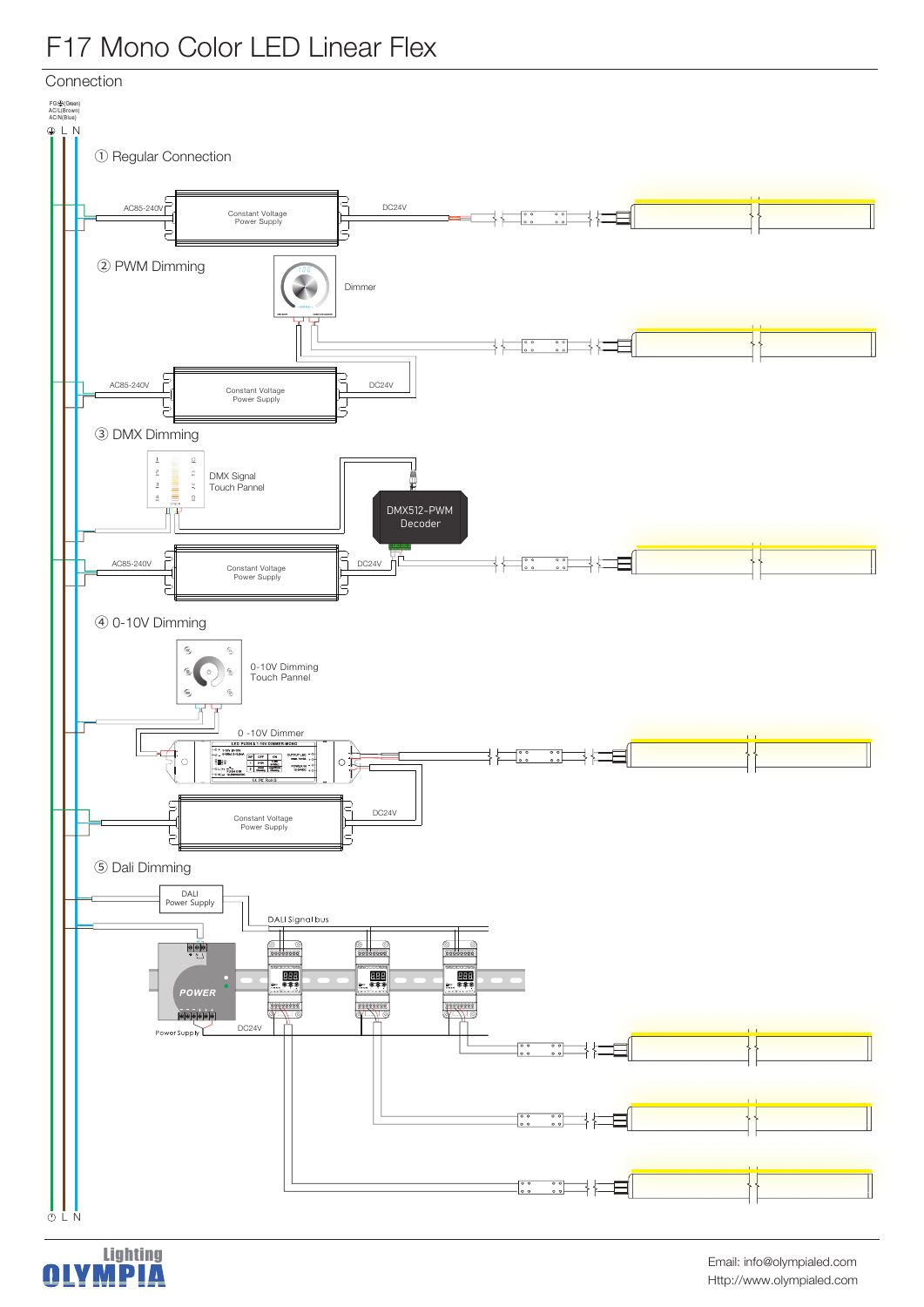# F17 Mono Color LED Linear Flex

## Connection

FG⏚(Green)
AC/L(Brown)
AC/N(Blue)

⏚ L N

① Regular Connection

AC85-240V

Constant Voltage Power Supply

DC24V

② PWM Dimming

Dimmer

AC85-240V

Constant Voltage Power Supply

DC24V

③ DMX Dimming

DMX Signal Touch Pannel

DMX512-PWM Decoder

AC85-240V

Constant Voltage Power Supply

DC24V

④ 0-10V Dimming

0-10V Dimming Touch Pannel

0 -10V Dimmer

Constant Voltage Power Supply

DC24V

⑤ Dali Dimming

DALI Power Supply

DALI Signal bus

POWER

Power Supply

DC24V

⏚ L N

Email: info@olympialed.com
Http://www.olympialed.com